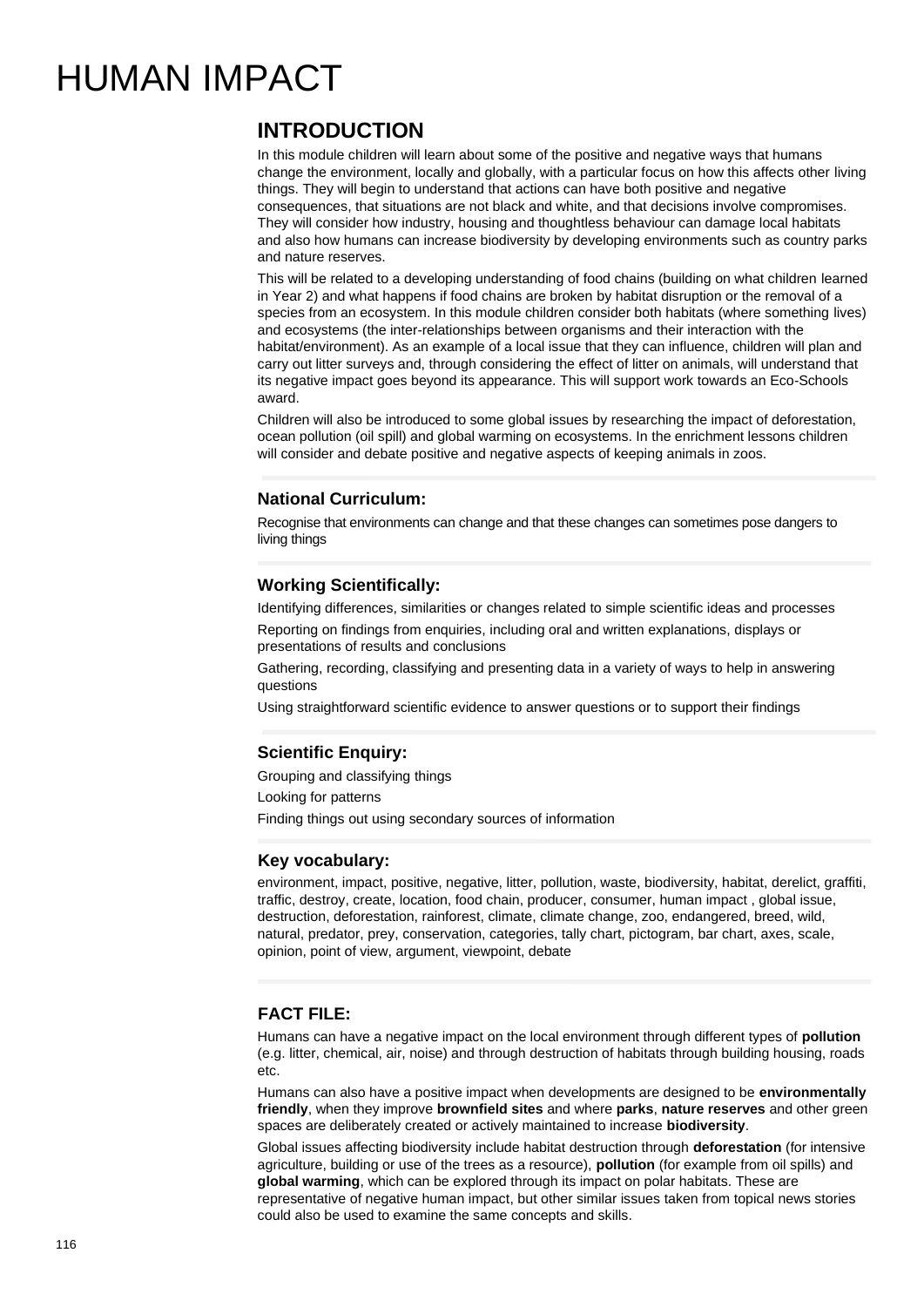# HUMAN IMPACT

## INTRODUCTION

In this module children will learn about some of the positive and negative ways that humans change the environment, locally and globally, with a particular focus on how this affects other living things. They will begin to understand that actions can have both positive and negative consequences, that situations are not black and white, and that decisions involve compromises. They will consider how industry, housing and thoughtless behaviour can damage local habitats and also how humans can increase biodiversity by developing environments such as country parks and nature reserves.

This will be related to a developing understanding of food chains (building on what children learned in Year 2) and what happens if food chains are broken by habitat disruption or the removal of a species from an ecosystem. In this module children consider both habitats (where something lives) and ecosystems (the inter-relationships between organisms and their interaction with the habitat/environment). As an example of a local issue that they can influence, children will plan and carry out litter surveys and, through considering the effect of litter on animals, will understand that its negative impact goes beyond its appearance. This will support work towards an Eco-Schools award.

Children will also be introduced to some global issues by researching the impact of deforestation, ocean pollution (oil spill) and global warming on ecosystems. In the enrichment lessons children will consider and debate positive and negative aspects of keeping animals in zoos.

### National Curriculum:

Recognise that environments can change and that these changes can sometimes pose dangers to living things

### Working Scientifically:

Identifying differences, similarities or changes related to simple scientific ideas and processes

Reporting on findings from enquiries, including oral and written explanations, displays or presentations of results and conclusions

Gathering, recording, classifying and presenting data in a variety of ways to help in answering questions

Using straightforward scientific evidence to answer questions or to support their findings

### Scientific Enquiry:

Grouping and classifying things

Looking for patterns

Finding things out using secondary sources of information

### Key vocabulary:

environment, impact, positive, negative, litter, pollution, waste, biodiversity, habitat, derelict, graffiti, traffic, destroy, create, location, food chain, producer, consumer, human impact , global issue, destruction, deforestation, rainforest, climate, climate change, zoo, endangered, breed, wild, natural, predator, prey, conservation, categories, tally chart, pictogram, bar chart, axes, scale, opinion, point of view, argument, viewpoint, debate

### FACT FILE:

Humans can have a negative impact on the local environment through different types of **pollution** (e.g. litter, chemical, air, noise) and through destruction of habitats through building housing, roads etc.

Humans can also have a positive impact when developments are designed to be **environmentally friendly**, when they improve **brownfield sites** and where **parks**, **nature reserves** and other green spaces are deliberately created or actively maintained to increase **biodiversity**.

Global issues affecting biodiversity include habitat destruction through **deforestation** (for intensive agriculture, building or use of the trees as a resource), **pollution** (for example from oil spills) and **global warming**, which can be explored through its impact on polar habitats. These are representative of negative human impact, but other similar issues taken from topical news stories could also be used to examine the same concepts and skills.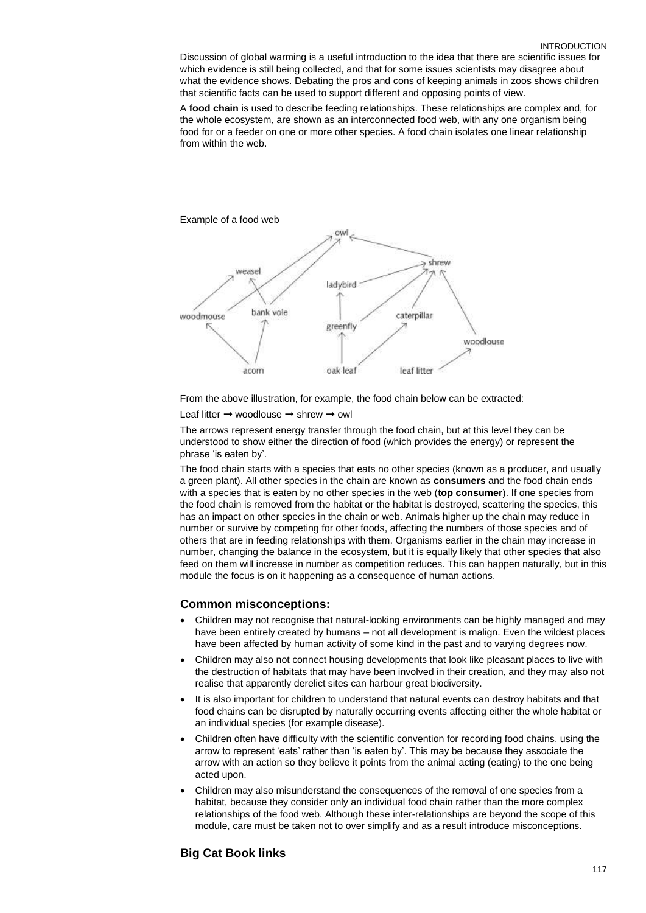Discussion of global warming is a useful introduction to the idea that there are scientific issues for which evidence is still being collected, and that for some issues scientists may disagree about what the evidence shows. Debating the pros and cons of keeping animals in zoos shows children that scientific facts can be used to support different and opposing points of view.

A **food chain** is used to describe feeding relationships. These relationships are complex and, for the whole ecosystem, are shown as an interconnected food web, with any one organism being food for or a feeder on one or more other species. A food chain isolates one linear relationship from within the web.

Example of a food web

From the above illustration, for example, the food chain below can be extracted:

Leaf litter → woodlouse → shrew → owl

The arrows represent energy transfer through the food chain, but at this level they can be understood to show either the direction of food (which provides the energy) or represent the phrase 'is eaten by'.

The food chain starts with a species that eats no other species (known as a producer, and usually a green plant). All other species in the chain are known as **consumers** and the food chain ends with a species that is eaten by no other species in the web (**top consumer**). If one species from the food chain is removed from the habitat or the habitat is destroyed, scattering the species, this has an impact on other species in the chain or web. Animals higher up the chain may reduce in number or survive by competing for other foods, affecting the numbers of those species and of others that are in feeding relationships with them. Organisms earlier in the chain may increase in number, changing the balance in the ecosystem, but it is equally likely that other species that also feed on them will increase in number as competition reduces. This can happen naturally, but in this module the focus is on it happening as a consequence of human actions.

### Common misconceptions:

- Children may not recognise that natural-looking environments can be highly managed and may have been entirely created by humans – not all development is malign. Even the wildest places have been affected by human activity of some kind in the past and to varying degrees now.
- Children may also not connect housing developments that look like pleasant places to live with the destruction of habitats that may have been involved in their creation, and they may also not realise that apparently derelict sites can harbour great biodiversity.
- It is also important for children to understand that natural events can destroy habitats and that food chains can be disrupted by naturally occurring events affecting either the whole habitat or an individual species (for example disease).
- Children often have difficulty with the scientific convention for recording food chains, using the arrow to represent 'eats' rather than 'is eaten by'. This may be because they associate the arrow with an action so they believe it points from the animal acting (eating) to the one being acted upon.
- Children may also misunderstand the consequences of the removal of one species from a habitat, because they consider only an individual food chain rather than the more complex relationships of the food web. Although these inter-relationships are beyond the scope of this module, care must be taken not to over simplify and as a result introduce misconceptions.

### Big Cat Book links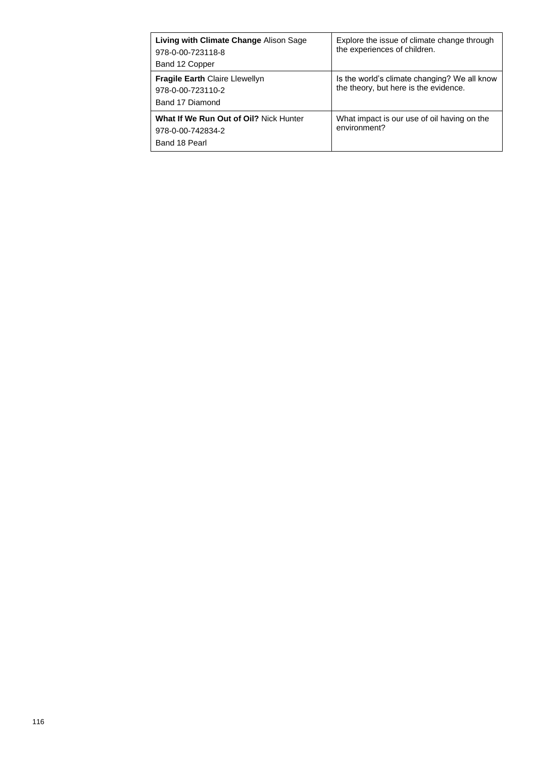| | |
|---|---|
| **Living with Climate Change** Alison Sage<br>978-0-00-723118-8<br>Band 12 Copper | Explore the issue of climate change through the experiences of children. |
| **Fragile Earth** Claire Llewellyn<br>978-0-00-723110-2<br>Band 17 Diamond | Is the world's climate changing? We all know the theory, but here is the evidence. |
| **What If We Run Out of Oil?** Nick Hunter<br>978-0-00-742834-2<br>Band 18 Pearl | What impact is our use of oil having on the environment? |